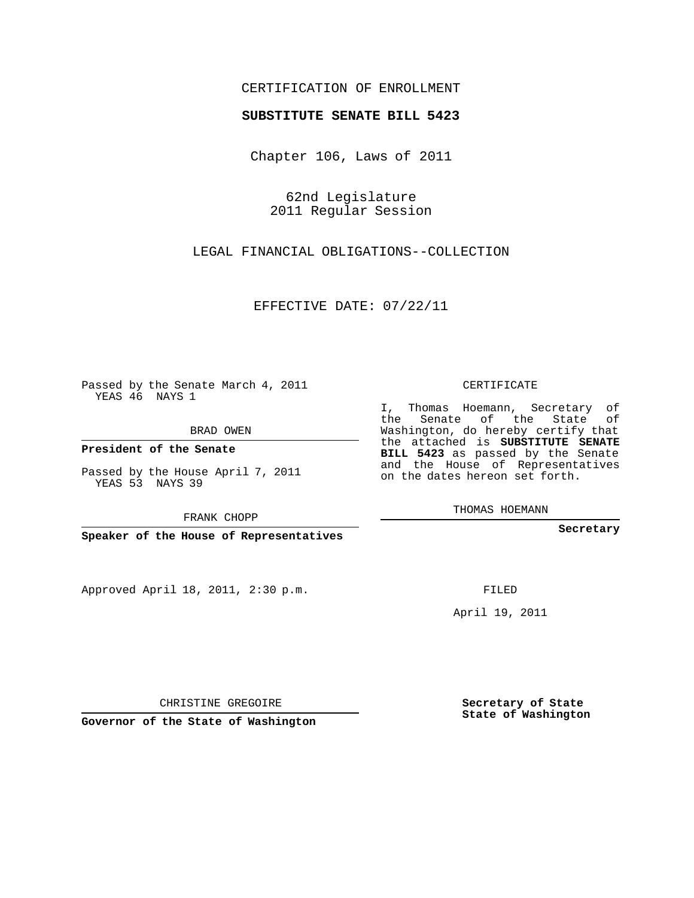CERTIFICATION OF ENROLLMENT

**SUBSTITUTE SENATE BILL 5423**

Chapter 106, Laws of 2011

62nd Legislature
2011 Regular Session

LEGAL FINANCIAL OBLIGATIONS--COLLECTION

EFFECTIVE DATE: 07/22/11

Passed by the Senate March 4, 2011
YEAS 46 NAYS 1

BRAD OWEN

**President of the Senate**

Passed by the House April 7, 2011
YEAS 53 NAYS 39

FRANK CHOPP

**Speaker of the House of Representatives**

CERTIFICATE

I, Thomas Hoemann, Secretary of the Senate of the State of Washington, do hereby certify that the attached is **SUBSTITUTE SENATE BILL 5423** as passed by the Senate and the House of Representatives on the dates hereon set forth.

THOMAS HOEMANN

**Secretary**

Approved April 18, 2011, 2:30 p.m.

FILED

April 19, 2011

CHRISTINE GREGOIRE

**Governor of the State of Washington**

**Secretary of State**
**State of Washington**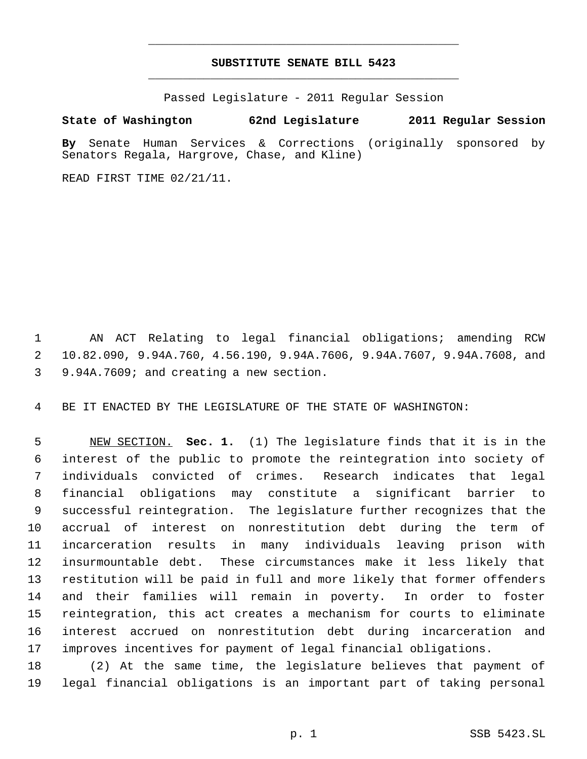# SUBSTITUTE SENATE BILL 5423

Passed Legislature - 2011 Regular Session

**State of Washington 62nd Legislature 2011 Regular Session**

**By** Senate Human Services & Corrections (originally sponsored by Senators Regala, Hargrove, Chase, and Kline)

READ FIRST TIME 02/21/11.

AN ACT Relating to legal financial obligations; amending RCW 10.82.090, 9.94A.760, 4.56.190, 9.94A.7606, 9.94A.7607, 9.94A.7608, and 9.94A.7609; and creating a new section.

BE IT ENACTED BY THE LEGISLATURE OF THE STATE OF WASHINGTON:

NEW SECTION. **Sec. 1.** (1) The legislature finds that it is in the interest of the public to promote the reintegration into society of individuals convicted of crimes. Research indicates that legal financial obligations may constitute a significant barrier to successful reintegration. The legislature further recognizes that the accrual of interest on nonrestitution debt during the term of incarceration results in many individuals leaving prison with insurmountable debt. These circumstances make it less likely that restitution will be paid in full and more likely that former offenders and their families will remain in poverty. In order to foster reintegration, this act creates a mechanism for courts to eliminate interest accrued on nonrestitution debt during incarceration and improves incentives for payment of legal financial obligations.

(2) At the same time, the legislature believes that payment of legal financial obligations is an important part of taking personal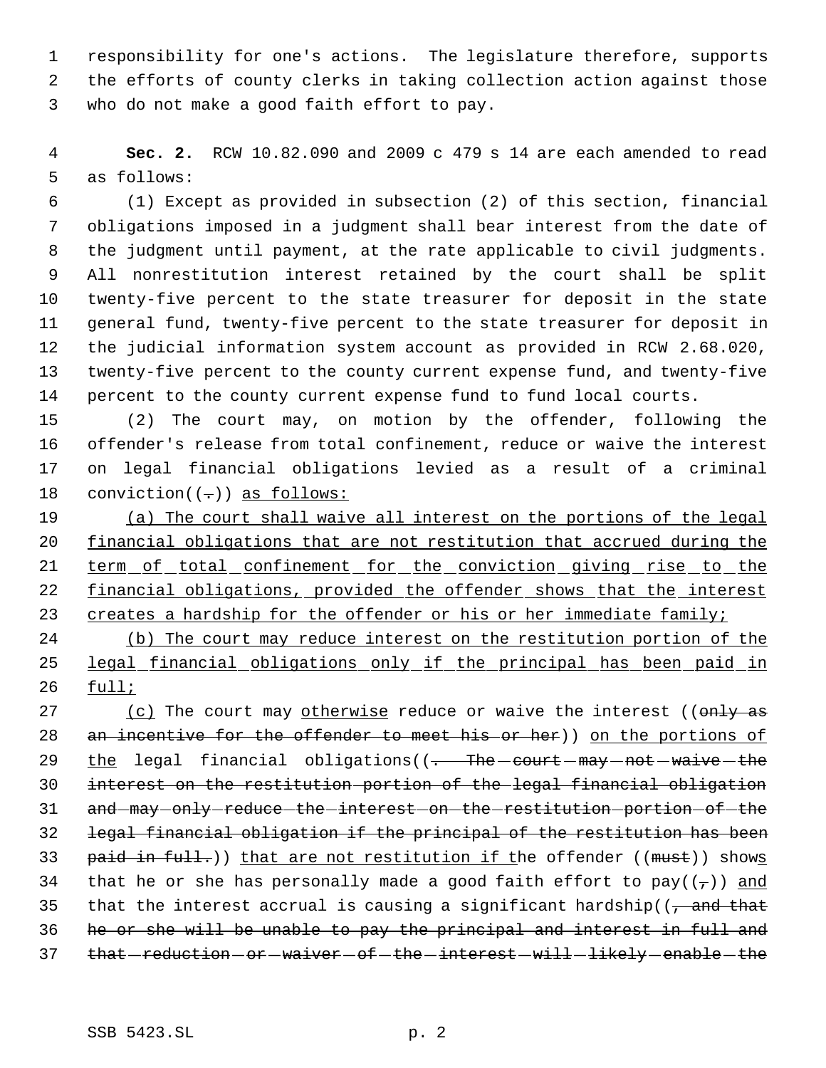responsibility for one's actions. The legislature therefore, supports the efforts of county clerks in taking collection action against those who do not make a good faith effort to pay.

**Sec. 2.** RCW 10.82.090 and 2009 c 479 s 14 are each amended to read as follows:

(1) Except as provided in subsection (2) of this section, financial obligations imposed in a judgment shall bear interest from the date of the judgment until payment, at the rate applicable to civil judgments. All nonrestitution interest retained by the court shall be split twenty-five percent to the state treasurer for deposit in the state general fund, twenty-five percent to the state treasurer for deposit in the judicial information system account as provided in RCW 2.68.020, twenty-five percent to the county current expense fund, and twenty-five percent to the county current expense fund to fund local courts.

(2) The court may, on motion by the offender, following the offender's release from total confinement, reduce or waive the interest on legal financial obligations levied as a result of a criminal conviction((~~.~~)) as follows:

(a) The court shall waive all interest on the portions of the legal financial obligations that are not restitution that accrued during the term of total confinement for the conviction giving rise to the financial obligations, provided the offender shows that the interest creates a hardship for the offender or his or her immediate family;

(b) The court may reduce interest on the restitution portion of the legal financial obligations only if the principal has been paid in full;

(c) The court may otherwise reduce or waive the interest ((~~only as an incentive for the offender to meet his or her~~)) on the portions of the legal financial obligations((~~. The court may not waive the interest on the restitution portion of the legal financial obligation and may only reduce the interest on the restitution portion of the legal financial obligation if the principal of the restitution has been paid in full.~~)) that are not restitution if the offender ((~~must~~)) shows that he or she has personally made a good faith effort to pay((~~,~~)) and that the interest accrual is causing a significant hardship((~~, and that he or she will be unable to pay the principal and interest in full and that reduction or waiver of the interest will likely enable the~~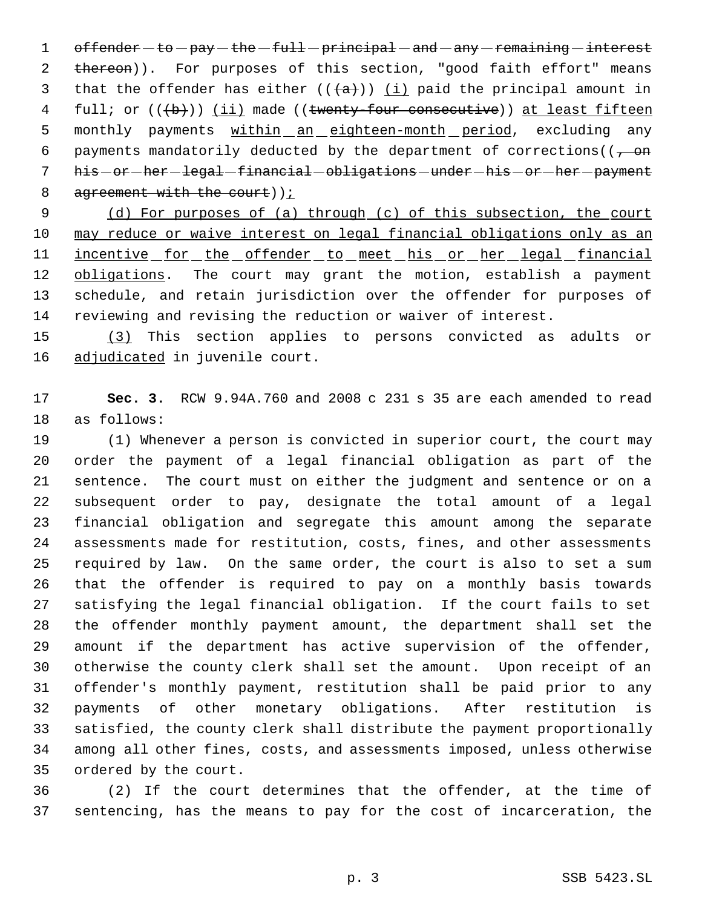offender to pay the full principal and any remaining interest thereon)). For purposes of this section, "good faith effort" means that the offender has either (((a))) (i) paid the principal amount in full; or (((b))) (ii) made ((twenty-four consecutive)) at least fifteen monthly payments within an eighteen-month period, excluding any payments mandatorily deducted by the department of corrections((, on his or her legal financial obligations under his or her payment agreement with the court));

(d) For purposes of (a) through (c) of this subsection, the court may reduce or waive interest on legal financial obligations only as an incentive for the offender to meet his or her legal financial obligations. The court may grant the motion, establish a payment schedule, and retain jurisdiction over the offender for purposes of reviewing and revising the reduction or waiver of interest.

(3) This section applies to persons convicted as adults or adjudicated in juvenile court.

**Sec. 3.** RCW 9.94A.760 and 2008 c 231 s 35 are each amended to read as follows:

(1) Whenever a person is convicted in superior court, the court may order the payment of a legal financial obligation as part of the sentence. The court must on either the judgment and sentence or on a subsequent order to pay, designate the total amount of a legal financial obligation and segregate this amount among the separate assessments made for restitution, costs, fines, and other assessments required by law. On the same order, the court is also to set a sum that the offender is required to pay on a monthly basis towards satisfying the legal financial obligation. If the court fails to set the offender monthly payment amount, the department shall set the amount if the department has active supervision of the offender, otherwise the county clerk shall set the amount. Upon receipt of an offender's monthly payment, restitution shall be paid prior to any payments of other monetary obligations. After restitution is satisfied, the county clerk shall distribute the payment proportionally among all other fines, costs, and assessments imposed, unless otherwise ordered by the court.

(2) If the court determines that the offender, at the time of sentencing, has the means to pay for the cost of incarceration, the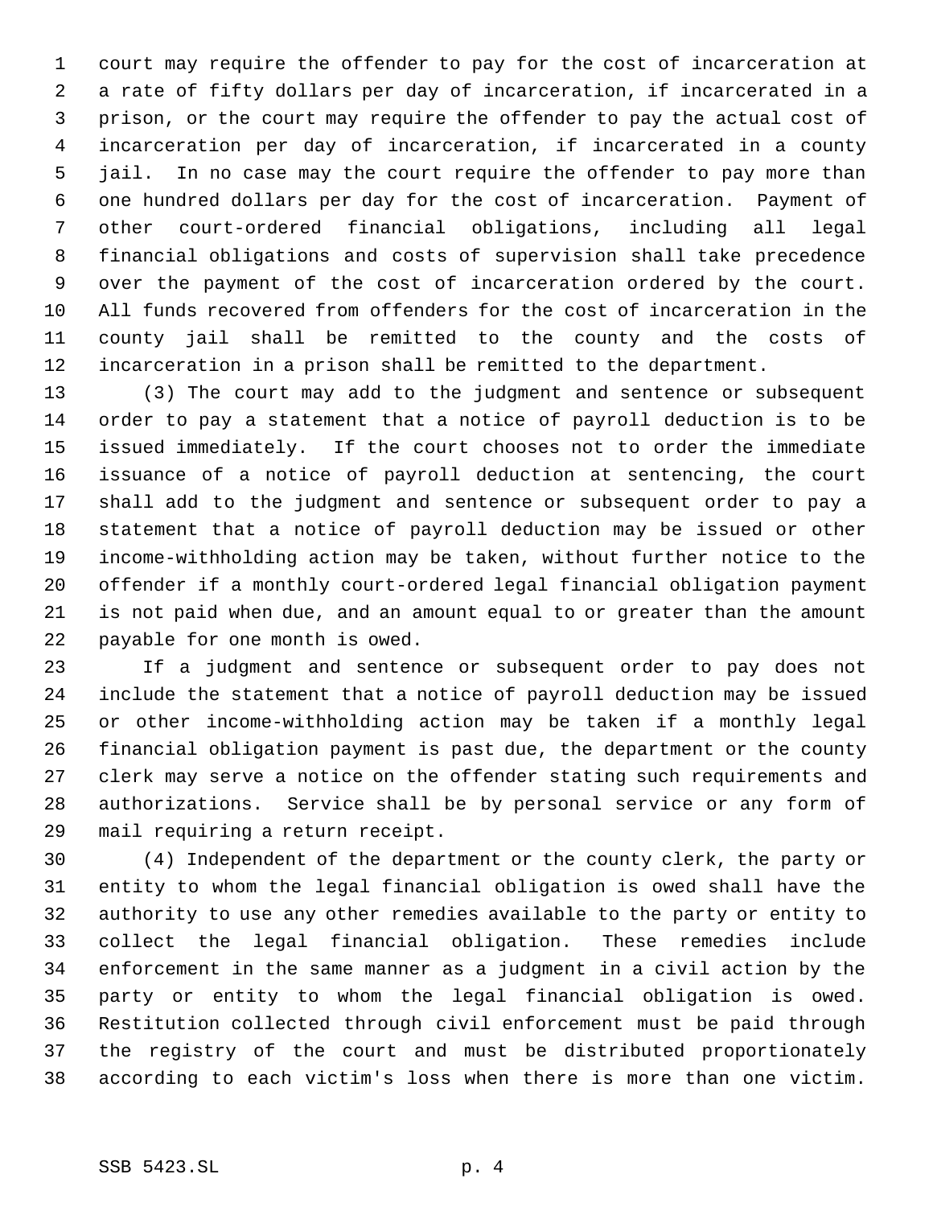court may require the offender to pay for the cost of incarceration at a rate of fifty dollars per day of incarceration, if incarcerated in a prison, or the court may require the offender to pay the actual cost of incarceration per day of incarceration, if incarcerated in a county jail. In no case may the court require the offender to pay more than one hundred dollars per day for the cost of incarceration. Payment of other court-ordered financial obligations, including all legal financial obligations and costs of supervision shall take precedence over the payment of the cost of incarceration ordered by the court. All funds recovered from offenders for the cost of incarceration in the county jail shall be remitted to the county and the costs of incarceration in a prison shall be remitted to the department.

(3) The court may add to the judgment and sentence or subsequent order to pay a statement that a notice of payroll deduction is to be issued immediately. If the court chooses not to order the immediate issuance of a notice of payroll deduction at sentencing, the court shall add to the judgment and sentence or subsequent order to pay a statement that a notice of payroll deduction may be issued or other income-withholding action may be taken, without further notice to the offender if a monthly court-ordered legal financial obligation payment is not paid when due, and an amount equal to or greater than the amount payable for one month is owed.

If a judgment and sentence or subsequent order to pay does not include the statement that a notice of payroll deduction may be issued or other income-withholding action may be taken if a monthly legal financial obligation payment is past due, the department or the county clerk may serve a notice on the offender stating such requirements and authorizations. Service shall be by personal service or any form of mail requiring a return receipt.

(4) Independent of the department or the county clerk, the party or entity to whom the legal financial obligation is owed shall have the authority to use any other remedies available to the party or entity to collect the legal financial obligation. These remedies include enforcement in the same manner as a judgment in a civil action by the party or entity to whom the legal financial obligation is owed. Restitution collected through civil enforcement must be paid through the registry of the court and must be distributed proportionately according to each victim's loss when there is more than one victim.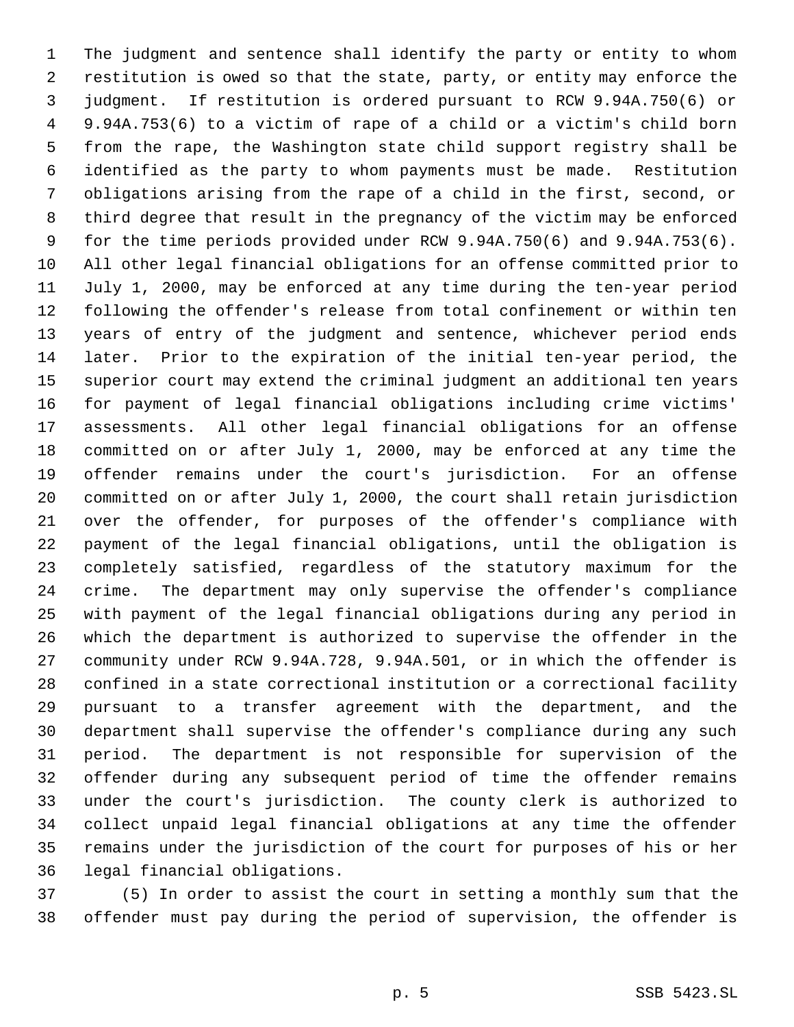The judgment and sentence shall identify the party or entity to whom restitution is owed so that the state, party, or entity may enforce the judgment. If restitution is ordered pursuant to RCW 9.94A.750(6) or 9.94A.753(6) to a victim of rape of a child or a victim's child born from the rape, the Washington state child support registry shall be identified as the party to whom payments must be made. Restitution obligations arising from the rape of a child in the first, second, or third degree that result in the pregnancy of the victim may be enforced for the time periods provided under RCW 9.94A.750(6) and 9.94A.753(6). All other legal financial obligations for an offense committed prior to July 1, 2000, may be enforced at any time during the ten-year period following the offender's release from total confinement or within ten years of entry of the judgment and sentence, whichever period ends later. Prior to the expiration of the initial ten-year period, the superior court may extend the criminal judgment an additional ten years for payment of legal financial obligations including crime victims' assessments. All other legal financial obligations for an offense committed on or after July 1, 2000, may be enforced at any time the offender remains under the court's jurisdiction. For an offense committed on or after July 1, 2000, the court shall retain jurisdiction over the offender, for purposes of the offender's compliance with payment of the legal financial obligations, until the obligation is completely satisfied, regardless of the statutory maximum for the crime. The department may only supervise the offender's compliance with payment of the legal financial obligations during any period in which the department is authorized to supervise the offender in the community under RCW 9.94A.728, 9.94A.501, or in which the offender is confined in a state correctional institution or a correctional facility pursuant to a transfer agreement with the department, and the department shall supervise the offender's compliance during any such period. The department is not responsible for supervision of the offender during any subsequent period of time the offender remains under the court's jurisdiction. The county clerk is authorized to collect unpaid legal financial obligations at any time the offender remains under the jurisdiction of the court for purposes of his or her legal financial obligations.

(5) In order to assist the court in setting a monthly sum that the offender must pay during the period of supervision, the offender is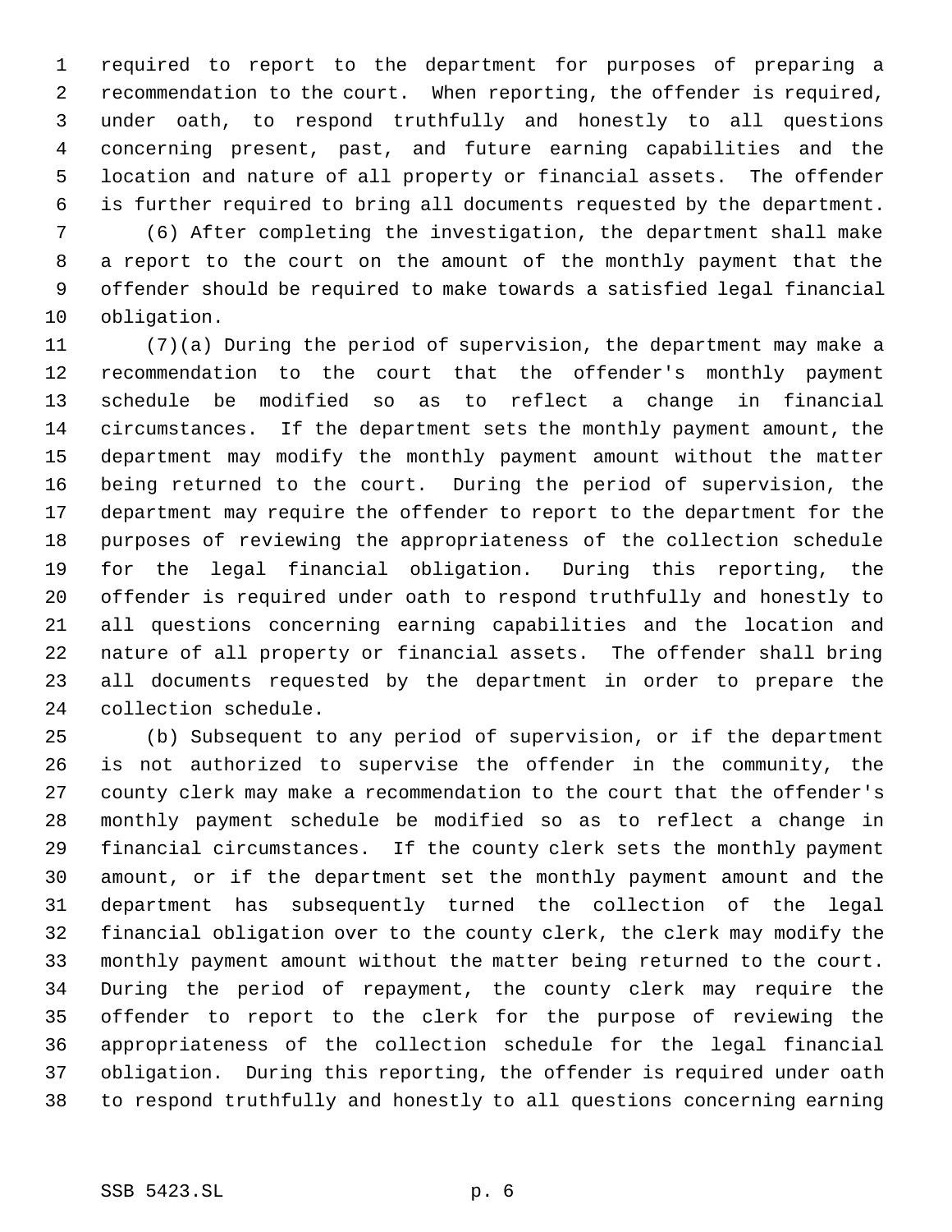required to report to the department for purposes of preparing a recommendation to the court. When reporting, the offender is required, under oath, to respond truthfully and honestly to all questions concerning present, past, and future earning capabilities and the location and nature of all property or financial assets. The offender is further required to bring all documents requested by the department.

(6) After completing the investigation, the department shall make a report to the court on the amount of the monthly payment that the offender should be required to make towards a satisfied legal financial obligation.

(7)(a) During the period of supervision, the department may make a recommendation to the court that the offender's monthly payment schedule be modified so as to reflect a change in financial circumstances. If the department sets the monthly payment amount, the department may modify the monthly payment amount without the matter being returned to the court. During the period of supervision, the department may require the offender to report to the department for the purposes of reviewing the appropriateness of the collection schedule for the legal financial obligation. During this reporting, the offender is required under oath to respond truthfully and honestly to all questions concerning earning capabilities and the location and nature of all property or financial assets. The offender shall bring all documents requested by the department in order to prepare the collection schedule.

(b) Subsequent to any period of supervision, or if the department is not authorized to supervise the offender in the community, the county clerk may make a recommendation to the court that the offender's monthly payment schedule be modified so as to reflect a change in financial circumstances. If the county clerk sets the monthly payment amount, or if the department set the monthly payment amount and the department has subsequently turned the collection of the legal financial obligation over to the county clerk, the clerk may modify the monthly payment amount without the matter being returned to the court. During the period of repayment, the county clerk may require the offender to report to the clerk for the purpose of reviewing the appropriateness of the collection schedule for the legal financial obligation. During this reporting, the offender is required under oath to respond truthfully and honestly to all questions concerning earning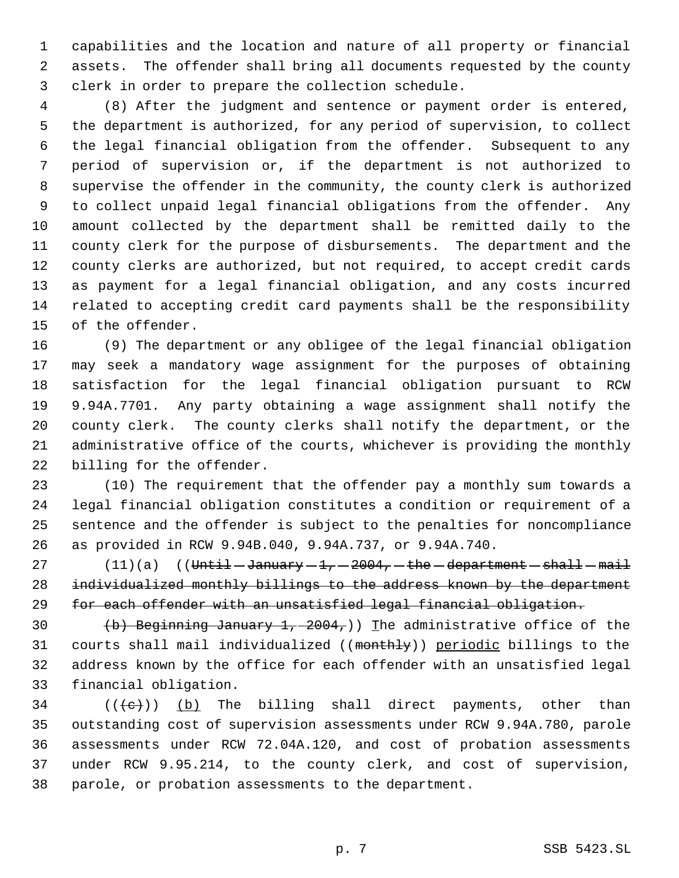capabilities and the location and nature of all property or financial assets. The offender shall bring all documents requested by the county clerk in order to prepare the collection schedule.

(8) After the judgment and sentence or payment order is entered, the department is authorized, for any period of supervision, to collect the legal financial obligation from the offender. Subsequent to any period of supervision or, if the department is not authorized to supervise the offender in the community, the county clerk is authorized to collect unpaid legal financial obligations from the offender. Any amount collected by the department shall be remitted daily to the county clerk for the purpose of disbursements. The department and the county clerks are authorized, but not required, to accept credit cards as payment for a legal financial obligation, and any costs incurred related to accepting credit card payments shall be the responsibility of the offender.

(9) The department or any obligee of the legal financial obligation may seek a mandatory wage assignment for the purposes of obtaining satisfaction for the legal financial obligation pursuant to RCW 9.94A.7701. Any party obtaining a wage assignment shall notify the county clerk. The county clerks shall notify the department, or the administrative office of the courts, whichever is providing the monthly billing for the offender.

(10) The requirement that the offender pay a monthly sum towards a legal financial obligation constitutes a condition or requirement of a sentence and the offender is subject to the penalties for noncompliance as provided in RCW 9.94B.040, 9.94A.737, or 9.94A.740.

(11)(a) ((~~Until January 1, 2004, the department shall mail individualized monthly billings to the address known by the department for each offender with an unsatisfied legal financial obligation.~~

~~(b) Beginning January 1, 2004,~~)) The administrative office of the courts shall mail individualized ((~~monthly~~)) periodic billings to the address known by the office for each offender with an unsatisfied legal financial obligation.

((~~(c)~~)) (b) The billing shall direct payments, other than outstanding cost of supervision assessments under RCW 9.94A.780, parole assessments under RCW 72.04A.120, and cost of probation assessments under RCW 9.95.214, to the county clerk, and cost of supervision, parole, or probation assessments to the department.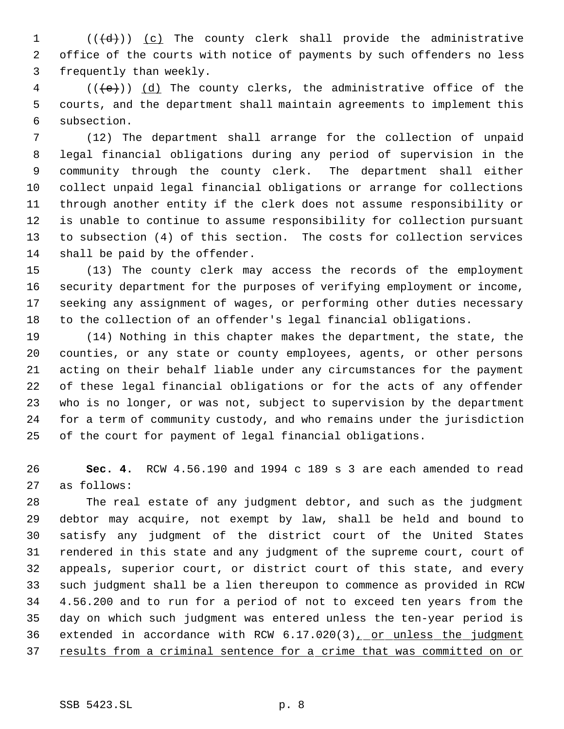((~~(d)~~)) <u>(c)</u> The county clerk shall provide the administrative office of the courts with notice of payments by such offenders no less frequently than weekly.

((~~(e)~~)) <u>(d)</u> The county clerks, the administrative office of the courts, and the department shall maintain agreements to implement this subsection.

(12) The department shall arrange for the collection of unpaid legal financial obligations during any period of supervision in the community through the county clerk. The department shall either collect unpaid legal financial obligations or arrange for collections through another entity if the clerk does not assume responsibility or is unable to continue to assume responsibility for collection pursuant to subsection (4) of this section. The costs for collection services shall be paid by the offender.

(13) The county clerk may access the records of the employment security department for the purposes of verifying employment or income, seeking any assignment of wages, or performing other duties necessary to the collection of an offender's legal financial obligations.

(14) Nothing in this chapter makes the department, the state, the counties, or any state or county employees, agents, or other persons acting on their behalf liable under any circumstances for the payment of these legal financial obligations or for the acts of any offender who is no longer, or was not, subject to supervision by the department for a term of community custody, and who remains under the jurisdiction of the court for payment of legal financial obligations.

**Sec. 4.** RCW 4.56.190 and 1994 c 189 s 3 are each amended to read as follows:

The real estate of any judgment debtor, and such as the judgment debtor may acquire, not exempt by law, shall be held and bound to satisfy any judgment of the district court of the United States rendered in this state and any judgment of the supreme court, court of appeals, superior court, or district court of this state, and every such judgment shall be a lien thereupon to commence as provided in RCW 4.56.200 and to run for a period of not to exceed ten years from the day on which such judgment was entered unless the ten-year period is extended in accordance with RCW 6.17.020(3)<u>, or unless the judgment results from a criminal sentence for a crime that was committed on or</u>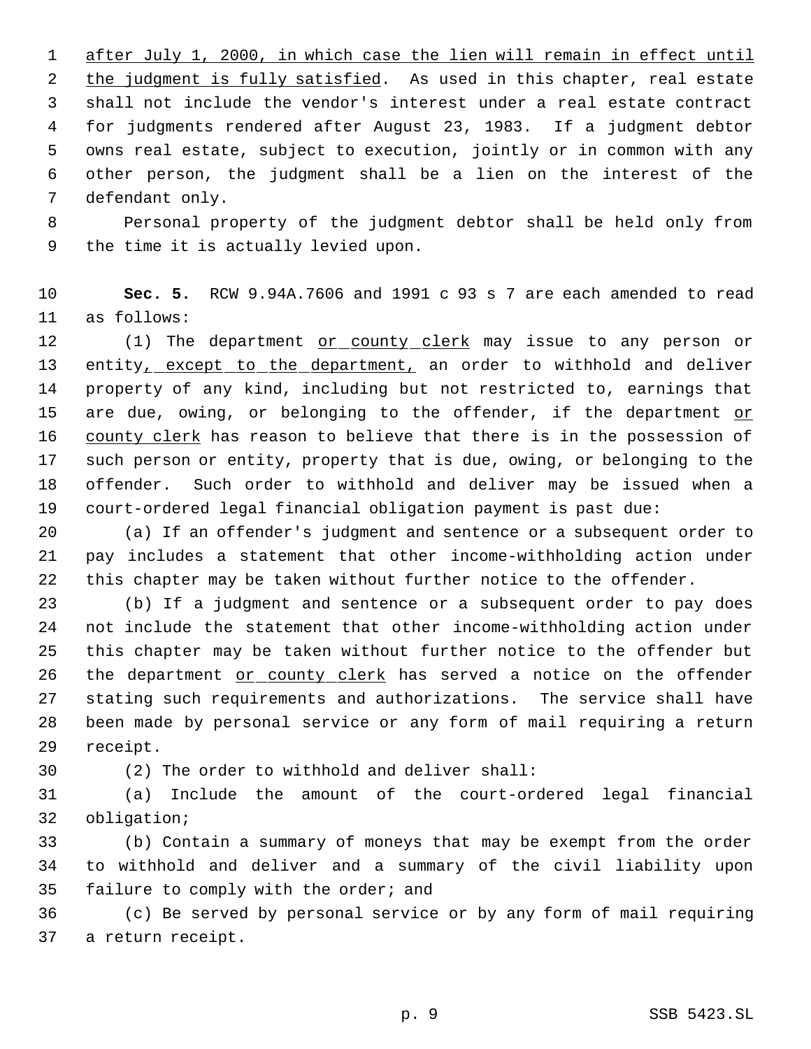after July 1, 2000, in which case the lien will remain in effect until the judgment is fully satisfied. As used in this chapter, real estate shall not include the vendor's interest under a real estate contract for judgments rendered after August 23, 1983. If a judgment debtor owns real estate, subject to execution, jointly or in common with any other person, the judgment shall be a lien on the interest of the defendant only.

Personal property of the judgment debtor shall be held only from the time it is actually levied upon.

**Sec. 5.** RCW 9.94A.7606 and 1991 c 93 s 7 are each amended to read as follows:

(1) The department or county clerk may issue to any person or entity, except to the department, an order to withhold and deliver property of any kind, including but not restricted to, earnings that are due, owing, or belonging to the offender, if the department or county clerk has reason to believe that there is in the possession of such person or entity, property that is due, owing, or belonging to the offender. Such order to withhold and deliver may be issued when a court-ordered legal financial obligation payment is past due:

(a) If an offender's judgment and sentence or a subsequent order to pay includes a statement that other income-withholding action under this chapter may be taken without further notice to the offender.

(b) If a judgment and sentence or a subsequent order to pay does not include the statement that other income-withholding action under this chapter may be taken without further notice to the offender but the department or county clerk has served a notice on the offender stating such requirements and authorizations. The service shall have been made by personal service or any form of mail requiring a return receipt.

(2) The order to withhold and deliver shall:

(a) Include the amount of the court-ordered legal financial obligation;

(b) Contain a summary of moneys that may be exempt from the order to withhold and deliver and a summary of the civil liability upon failure to comply with the order; and

(c) Be served by personal service or by any form of mail requiring a return receipt.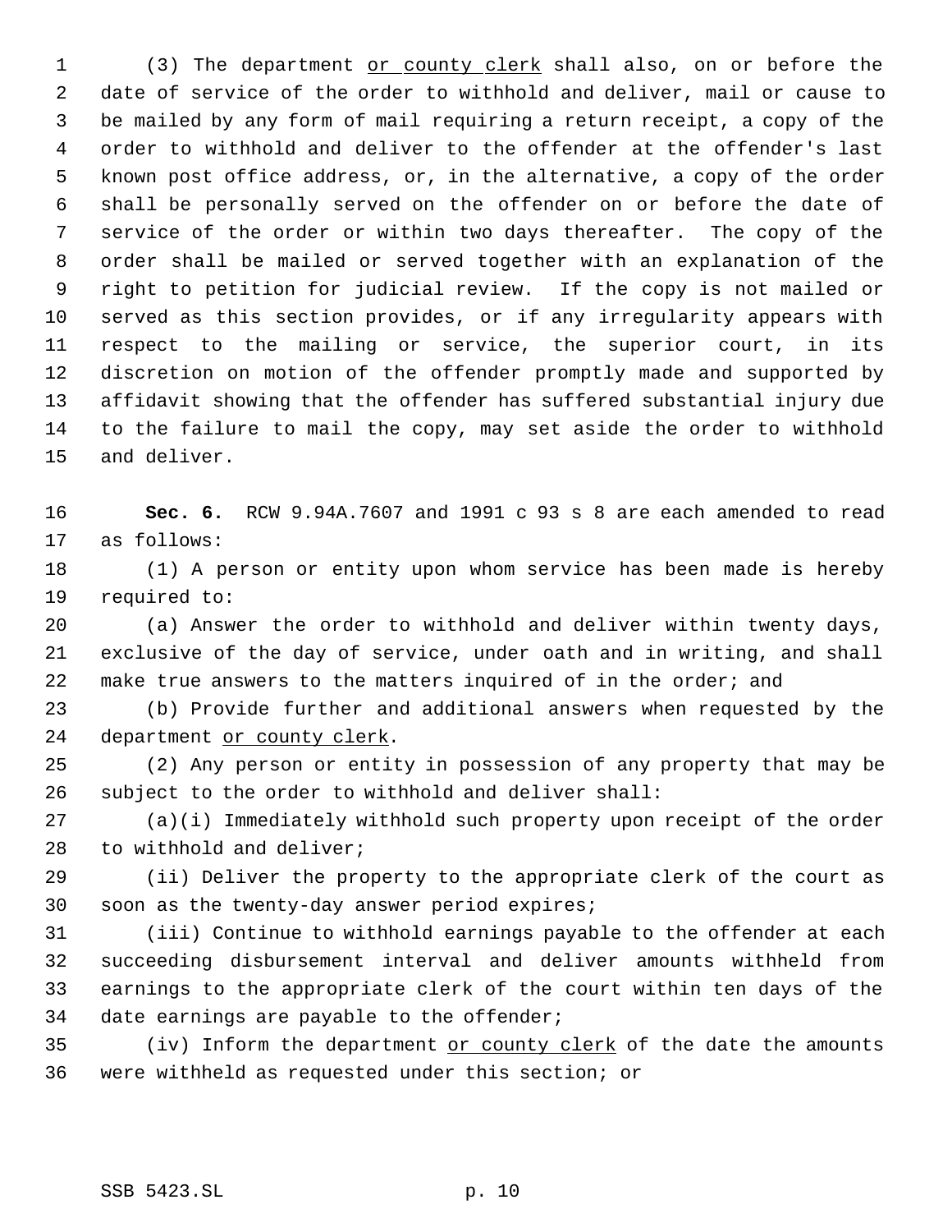(3) The department or county clerk shall also, on or before the date of service of the order to withhold and deliver, mail or cause to be mailed by any form of mail requiring a return receipt, a copy of the order to withhold and deliver to the offender at the offender's last known post office address, or, in the alternative, a copy of the order shall be personally served on the offender on or before the date of service of the order or within two days thereafter. The copy of the order shall be mailed or served together with an explanation of the right to petition for judicial review. If the copy is not mailed or served as this section provides, or if any irregularity appears with respect to the mailing or service, the superior court, in its discretion on motion of the offender promptly made and supported by affidavit showing that the offender has suffered substantial injury due to the failure to mail the copy, may set aside the order to withhold and deliver.

**Sec. 6.** RCW 9.94A.7607 and 1991 c 93 s 8 are each amended to read as follows:

(1) A person or entity upon whom service has been made is hereby required to:

(a) Answer the order to withhold and deliver within twenty days, exclusive of the day of service, under oath and in writing, and shall make true answers to the matters inquired of in the order; and

(b) Provide further and additional answers when requested by the department or county clerk.

(2) Any person or entity in possession of any property that may be subject to the order to withhold and deliver shall:

(a)(i) Immediately withhold such property upon receipt of the order to withhold and deliver;

(ii) Deliver the property to the appropriate clerk of the court as soon as the twenty-day answer period expires;

(iii) Continue to withhold earnings payable to the offender at each succeeding disbursement interval and deliver amounts withheld from earnings to the appropriate clerk of the court within ten days of the date earnings are payable to the offender;

(iv) Inform the department or county clerk of the date the amounts were withheld as requested under this section; or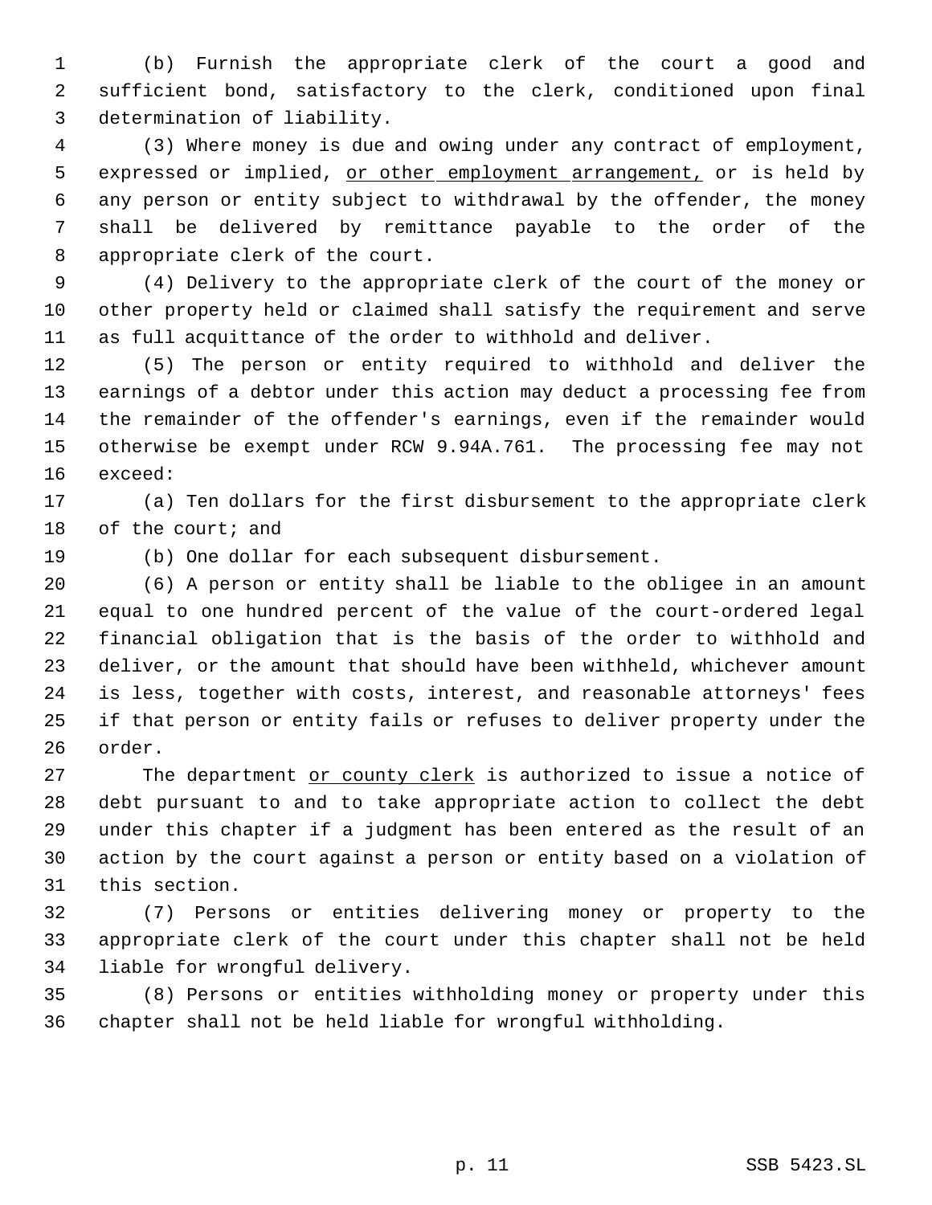(b) Furnish the appropriate clerk of the court a good and sufficient bond, satisfactory to the clerk, conditioned upon final determination of liability.

(3) Where money is due and owing under any contract of employment, expressed or implied, <u>or other employment arrangement,</u> or is held by any person or entity subject to withdrawal by the offender, the money shall be delivered by remittance payable to the order of the appropriate clerk of the court.

(4) Delivery to the appropriate clerk of the court of the money or other property held or claimed shall satisfy the requirement and serve as full acquittance of the order to withhold and deliver.

(5) The person or entity required to withhold and deliver the earnings of a debtor under this action may deduct a processing fee from the remainder of the offender's earnings, even if the remainder would otherwise be exempt under RCW 9.94A.761. The processing fee may not exceed:

(a) Ten dollars for the first disbursement to the appropriate clerk of the court; and

(b) One dollar for each subsequent disbursement.

(6) A person or entity shall be liable to the obligee in an amount equal to one hundred percent of the value of the court-ordered legal financial obligation that is the basis of the order to withhold and deliver, or the amount that should have been withheld, whichever amount is less, together with costs, interest, and reasonable attorneys' fees if that person or entity fails or refuses to deliver property under the order.

The department <u>or county clerk</u> is authorized to issue a notice of debt pursuant to and to take appropriate action to collect the debt under this chapter if a judgment has been entered as the result of an action by the court against a person or entity based on a violation of this section.

(7) Persons or entities delivering money or property to the appropriate clerk of the court under this chapter shall not be held liable for wrongful delivery.

(8) Persons or entities withholding money or property under this chapter shall not be held liable for wrongful withholding.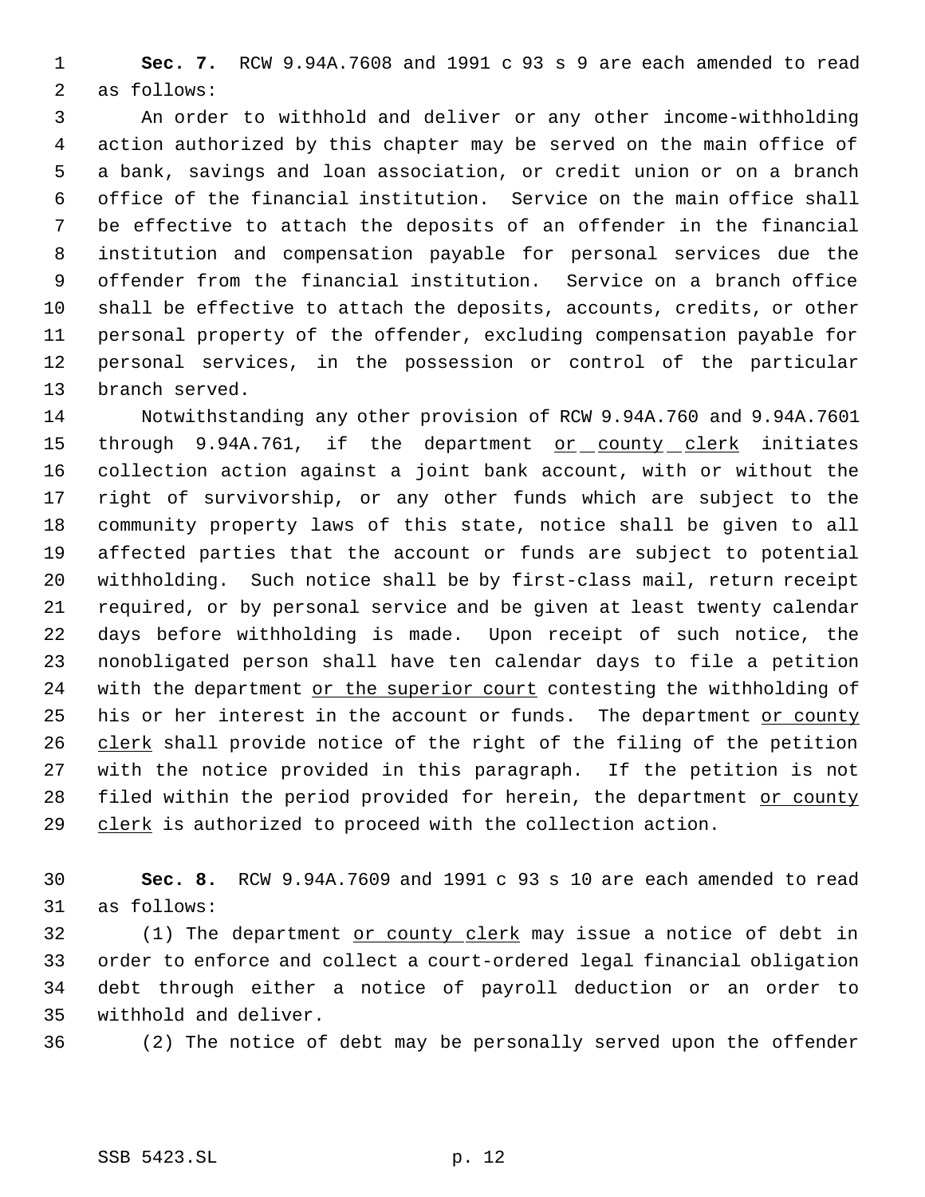**Sec. 7.** RCW 9.94A.7608 and 1991 c 93 s 9 are each amended to read as follows:

An order to withhold and deliver or any other income-withholding action authorized by this chapter may be served on the main office of a bank, savings and loan association, or credit union or on a branch office of the financial institution. Service on the main office shall be effective to attach the deposits of an offender in the financial institution and compensation payable for personal services due the offender from the financial institution. Service on a branch office shall be effective to attach the deposits, accounts, credits, or other personal property of the offender, excluding compensation payable for personal services, in the possession or control of the particular branch served.

Notwithstanding any other provision of RCW 9.94A.760 and 9.94A.7601 through 9.94A.761, if the department <u>or county clerk</u> initiates collection action against a joint bank account, with or without the right of survivorship, or any other funds which are subject to the community property laws of this state, notice shall be given to all affected parties that the account or funds are subject to potential withholding. Such notice shall be by first-class mail, return receipt required, or by personal service and be given at least twenty calendar days before withholding is made. Upon receipt of such notice, the nonobligated person shall have ten calendar days to file a petition with the department <u>or the superior court</u> contesting the withholding of his or her interest in the account or funds. The department <u>or county clerk</u> shall provide notice of the right of the filing of the petition with the notice provided in this paragraph. If the petition is not filed within the period provided for herein, the department <u>or county clerk</u> is authorized to proceed with the collection action.

**Sec. 8.** RCW 9.94A.7609 and 1991 c 93 s 10 are each amended to read as follows:

(1) The department <u>or county clerk</u> may issue a notice of debt in order to enforce and collect a court-ordered legal financial obligation debt through either a notice of payroll deduction or an order to withhold and deliver.

(2) The notice of debt may be personally served upon the offender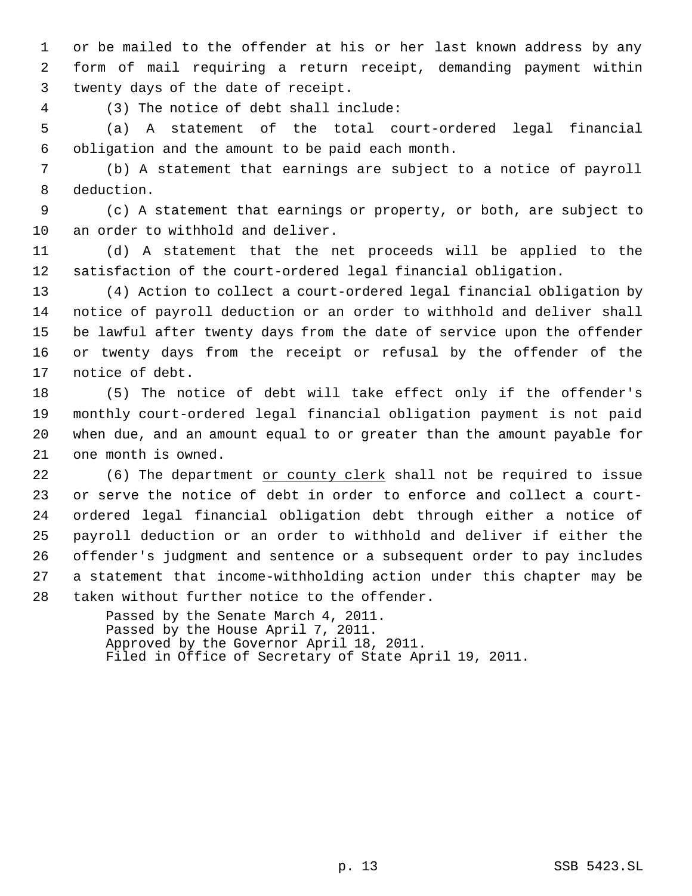or be mailed to the offender at his or her last known address by any form of mail requiring a return receipt, demanding payment within twenty days of the date of receipt.

(3) The notice of debt shall include:

(a) A statement of the total court-ordered legal financial obligation and the amount to be paid each month.

(b) A statement that earnings are subject to a notice of payroll deduction.

(c) A statement that earnings or property, or both, are subject to an order to withhold and deliver.

(d) A statement that the net proceeds will be applied to the satisfaction of the court-ordered legal financial obligation.

(4) Action to collect a court-ordered legal financial obligation by notice of payroll deduction or an order to withhold and deliver shall be lawful after twenty days from the date of service upon the offender or twenty days from the receipt or refusal by the offender of the notice of debt.

(5) The notice of debt will take effect only if the offender's monthly court-ordered legal financial obligation payment is not paid when due, and an amount equal to or greater than the amount payable for one month is owned.

(6) The department <u>or county clerk</u> shall not be required to issue or serve the notice of debt in order to enforce and collect a court-ordered legal financial obligation debt through either a notice of payroll deduction or an order to withhold and deliver if either the offender's judgment and sentence or a subsequent order to pay includes a statement that income-withholding action under this chapter may be taken without further notice to the offender.

Passed by the Senate March 4, 2011.
Passed by the House April 7, 2011.
Approved by the Governor April 18, 2011.
Filed in Office of Secretary of State April 19, 2011.